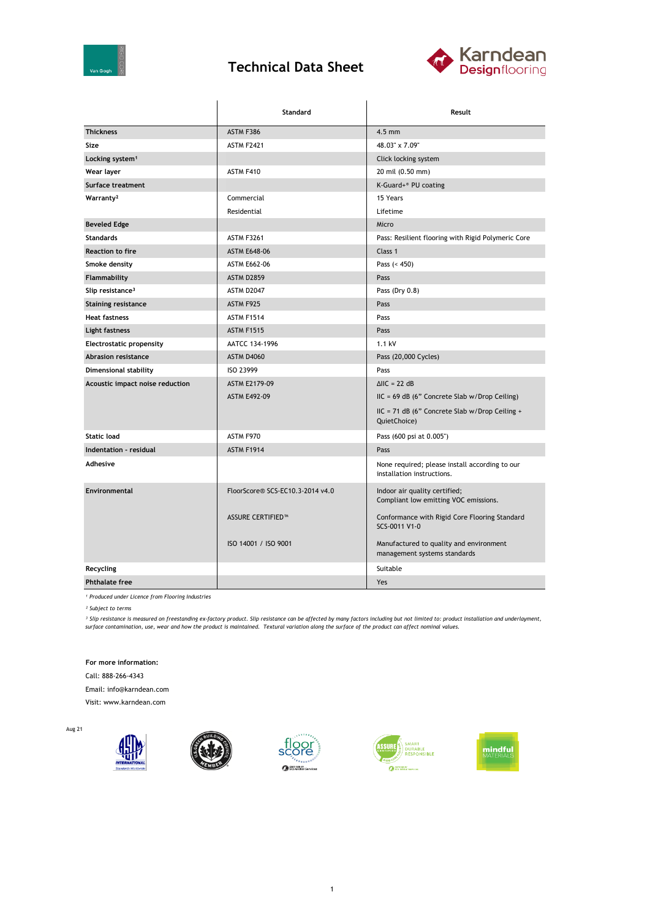# Technical Data Sheet

| | Standard | Result |
|---|---|---|
| **Thickness** | ASTM F386 | 4.5 mm |
| **Size** | ASTM F2421 | 48.03" x 7.09" |
| **Locking system**[1] | | Click locking system |
| **Wear layer** | ASTM F410 | 20 mil (0.50 mm) |
| **Surface treatment** | | K-Guard+® PU coating |
| **Warranty**[2] | Commercial | 15 Years |
| | Residential | Lifetime |
| **Beveled Edge** | | Micro |
| **Standards** | ASTM F3261 | Pass: Resilient flooring with Rigid Polymeric Core |
| **Reaction to fire** | ASTM E648-06 | Class 1 |
| **Smoke density** | ASTM E662-06 | Pass (< 450) |
| **Flammability** | ASTM D2859 | Pass |
| **Slip resistance**[3] | ASTM D2047 | Pass (Dry 0.8) |
| **Staining resistance** | ASTM F925 | Pass |
| **Heat fastness** | ASTM F1514 | Pass |
| **Light fastness** | ASTM F1515 | Pass |
| **Electrostatic propensity** | AATCC 134-1996 | 1.1 kV |
| **Abrasion resistance** | ASTM D4060 | Pass (20,000 Cycles) |
| **Dimensional stability** | ISO 23999 | Pass |
| **Acoustic impact noise reduction** | ASTM E2179-09 | ΔIIC = 22 dB |
| | ASTM E492-09 | IIC = 69 dB (6" Concrete Slab w/Drop Ceiling) |
| | | IIC = 71 dB (6" Concrete Slab w/Drop Ceiling + QuietChoice) |
| **Static load** | ASTM F970 | Pass (600 psi at 0.005") |
| **Indentation - residual** | ASTM F1914 | Pass |
| **Adhesive** | | None required; please install according to our installation instructions. |
| **Environmental** | FloorScore® SCS-EC10.3-2014 v4.0 | Indoor air quality certified; Compliant low emitting VOC emissions. |
| | ASSURE CERTIFIED™ | Conformance with Rigid Core Flooring Standard SCS-0011 V1-0 |
| | ISO 14001 / ISO 9001 | Manufactured to quality and environment management systems standards |
| **Recycling** | | Suitable |
| **Phthalate free** | | Yes |

[1] *Produced under Licence from Flooring Industries*

[2] *Subject to terms*

[3] *Slip resistance is measured on freestanding ex-factory product. Slip resistance can be affected by many factors including but not limited to: product installation and underlayment, surface contamination, use, wear and how the product is maintained. Textural variation along the surface of the product can affect nominal values.*

**For more information:**

Call: 888-266-4343

Email: info@karndean.com

Visit: www.karndean.com

Aug 21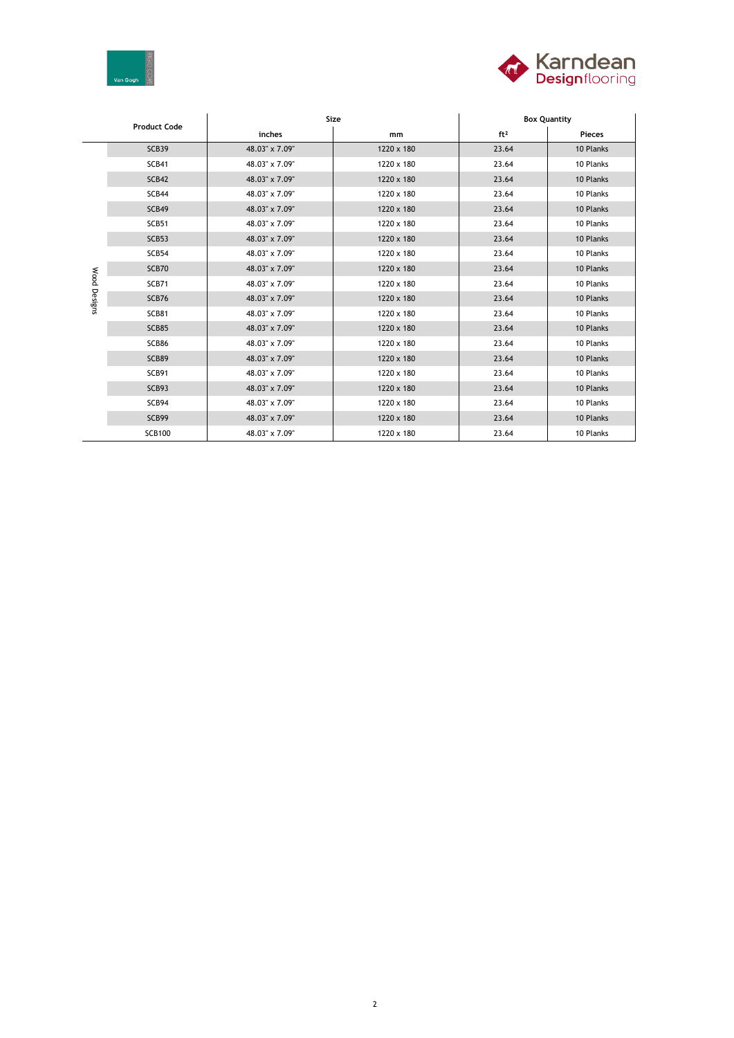| Product Code | | Size | | Box Quantity | |
|---|---|---|---|---|---|
| | | inches | mm | ft² | Pieces |
| Wood Designs | SCB39 | 48.03" x 7.09" | 1220 x 180 | 23.64 | 10 Planks |
| | SCB41 | 48.03" x 7.09" | 1220 x 180 | 23.64 | 10 Planks |
| | SCB42 | 48.03" x 7.09" | 1220 x 180 | 23.64 | 10 Planks |
| | SCB44 | 48.03" x 7.09" | 1220 x 180 | 23.64 | 10 Planks |
| | SCB49 | 48.03" x 7.09" | 1220 x 180 | 23.64 | 10 Planks |
| | SCB51 | 48.03" x 7.09" | 1220 x 180 | 23.64 | 10 Planks |
| | SCB53 | 48.03" x 7.09" | 1220 x 180 | 23.64 | 10 Planks |
| | SCB54 | 48.03" x 7.09" | 1220 x 180 | 23.64 | 10 Planks |
| | SCB70 | 48.03" x 7.09" | 1220 x 180 | 23.64 | 10 Planks |
| | SCB71 | 48.03" x 7.09" | 1220 x 180 | 23.64 | 10 Planks |
| | SCB76 | 48.03" x 7.09" | 1220 x 180 | 23.64 | 10 Planks |
| | SCB81 | 48.03" x 7.09" | 1220 x 180 | 23.64 | 10 Planks |
| | SCB85 | 48.03" x 7.09" | 1220 x 180 | 23.64 | 10 Planks |
| | SCB86 | 48.03" x 7.09" | 1220 x 180 | 23.64 | 10 Planks |
| | SCB89 | 48.03" x 7.09" | 1220 x 180 | 23.64 | 10 Planks |
| | SCB91 | 48.03" x 7.09" | 1220 x 180 | 23.64 | 10 Planks |
| | SCB93 | 48.03" x 7.09" | 1220 x 180 | 23.64 | 10 Planks |
| | SCB94 | 48.03" x 7.09" | 1220 x 180 | 23.64 | 10 Planks |
| | SCB99 | 48.03" x 7.09" | 1220 x 180 | 23.64 | 10 Planks |
| | SCB100 | 48.03" x 7.09" | 1220 x 180 | 23.64 | 10 Planks |